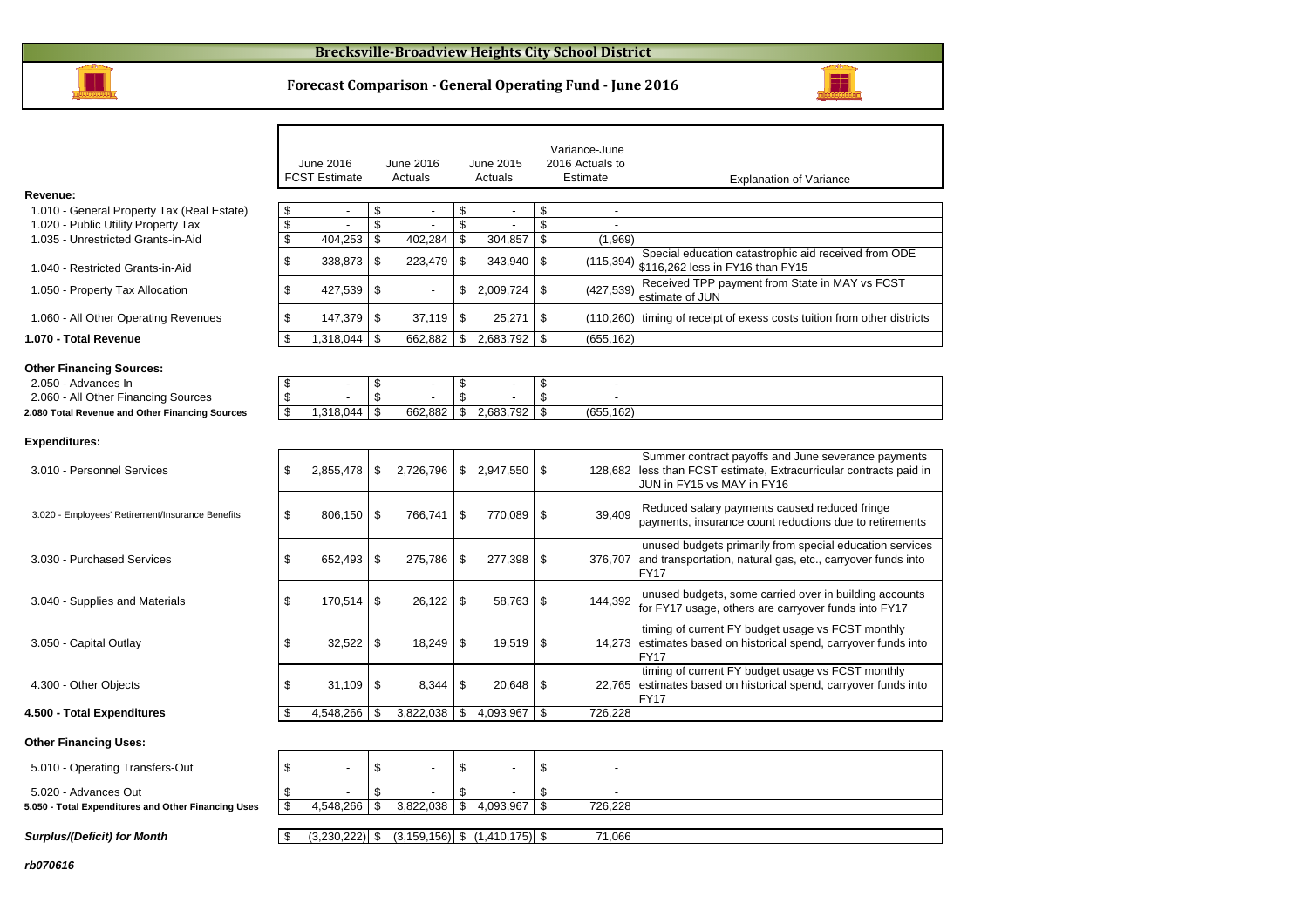# Brecksville-Broadview Heights City School District

## Forecast Comparison - General Operating Fund - June 2016

| | June 2016 FCST Estimate | June 2016 Actuals | June 2015 Actuals | Variance-June 2016 Actuals to Estimate | Explanation of Variance |
|---|---|---|---|---|---|
| **Revenue:** | | | | | |
| 1.010 - General Property Tax (Real Estate) | $ - | $ - | $ - | $ - | |
| 1.020 - Public Utility Property Tax | $ - | $ - | $ - | $ - | |
| 1.035 - Unrestricted Grants-in-Aid | $ 404,253 | $ 402,284 | $ 304,857 | $ (1,969) | |
| 1.040 - Restricted Grants-in-Aid | $ 338,873 | $ 223,479 | $ 343,940 | $ (115,394) | Special education catastrophic aid received from ODE $116,262 less in FY16 than FY15 |
| 1.050 - Property Tax Allocation | $ 427,539 | $ - | $ 2,009,724 | $ (427,539) | Received TPP payment from State in MAY vs FCST estimate of JUN |
| 1.060 - All Other Operating Revenues | $ 147,379 | $ 37,119 | $ 25,271 | $ (110,260) | timing of receipt of exess costs tuition from other districts |
| **1.070 - Total Revenue** | $ 1,318,044 | $ 662,882 | $ 2,683,792 | $ (655,162) | |
| **Other Financing Sources:** | | | | | |
| 2.050 - Advances In | $ - | $ - | $ - | $ - | |
| 2.060 - All Other Financing Sources | $ - | $ - | $ - | $ - | |
| **2.080 Total Revenue and Other Financing Sources** | $ 1,318,044 | $ 662,882 | $ 2,683,792 | $ (655,162) | |
| **Expenditures:** | | | | | |
| 3.010 - Personnel Services | $ 2,855,478 | $ 2,726,796 | $ 2,947,550 | $ 128,682 | Summer contract payoffs and June severance payments less than FCST estimate, Extracurricular contracts paid in JUN in FY15 vs MAY in FY16 |
| 3.020 - Employees' Retirement/Insurance Benefits | $ 806,150 | $ 766,741 | $ 770,089 | $ 39,409 | Reduced salary payments caused reduced fringe payments, insurance count reductions due to retirements |
| 3.030 - Purchased Services | $ 652,493 | $ 275,786 | $ 277,398 | $ 376,707 | unused budgets primarily from special education services and transportation, natural gas, etc., carryover funds into FY17 |
| 3.040 - Supplies and Materials | $ 170,514 | $ 26,122 | $ 58,763 | $ 144,392 | unused budgets, some carried over in building accounts for FY17 usage, others are carryover funds into FY17 |
| 3.050 - Capital Outlay | $ 32,522 | $ 18,249 | $ 19,519 | $ 14,273 | timing of current FY budget usage vs FCST monthly estimates based on historical spend, carryover funds into FY17 |
| 4.300 - Other Objects | $ 31,109 | $ 8,344 | $ 20,648 | $ 22,765 | timing of current FY budget usage vs FCST monthly estimates based on historical spend, carryover funds into FY17 |
| **4.500 - Total Expenditures** | $ 4,548,266 | $ 3,822,038 | $ 4,093,967 | $ 726,228 | |
| **Other Financing Uses:** | | | | | |
| 5.010 - Operating Transfers-Out | $ - | $ - | $ - | $ - | |
| 5.020 - Advances Out | $ - | $ - | $ - | $ - | |
| **5.050 - Total Expenditures and Other Financing Uses** | $ 4,548,266 | $ 3,822,038 | $ 4,093,967 | $ 726,228 | |
| ***Surplus/(Deficit) for Month*** | $ (3,230,222) | $ (3,159,156) | $ (1,410,175) | $ 71,066 | |

*rb070616*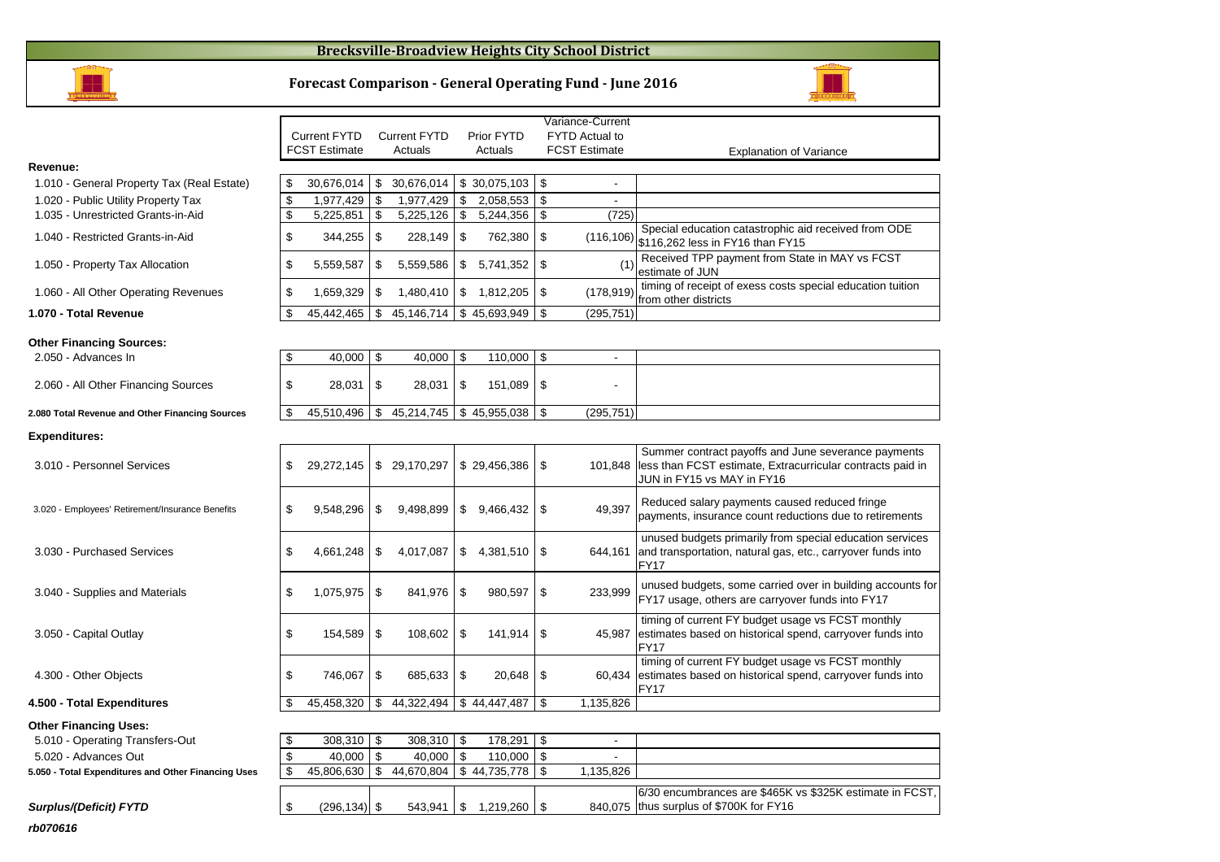# Brecksville-Broadview Heights City School District

## Forecast Comparison - General Operating Fund - June 2016

| | Current FYTD FCST Estimate | Current FYTD Actuals | Prior FYTD Actuals | Variance-Current FYTD Actual to FCST Estimate | Explanation of Variance |
|---|---|---|---|---|---|
| **Revenue:** | | | | | |
| 1.010 - General Property Tax (Real Estate) | $ 30,676,014 | $ 30,676,014 | $ 30,075,103 | $ - | |
| 1.020 - Public Utility Property Tax | $ 1,977,429 | $ 1,977,429 | $ 2,058,553 | $ - | |
| 1.035 - Unrestricted Grants-in-Aid | $ 5,225,851 | $ 5,225,126 | $ 5,244,356 | $ (725) | |
| 1.040 - Restricted Grants-in-Aid | $ 344,255 | $ 228,149 | $ 762,380 | $ (116,106) | Special education catastrophic aid received from ODE $116,262 less in FY16 than FY15 |
| 1.050 - Property Tax Allocation | $ 5,559,587 | $ 5,559,586 | $ 5,741,352 | $ (1) | Received TPP payment from State in MAY vs FCST estimate of JUN |
| 1.060 - All Other Operating Revenues | $ 1,659,329 | $ 1,480,410 | $ 1,812,205 | $ (178,919) | timing of receipt of exess costs special education tuition from other districts |
| **1.070 - Total Revenue** | $ 45,442,465 | $ 45,146,714 | $ 45,693,949 | $ (295,751) | |
| **Other Financing Sources:** | | | | | |
| 2.050 - Advances In | $ 40,000 | $ 40,000 | $ 110,000 | $ - | |
| 2.060 - All Other Financing Sources | $ 28,031 | $ 28,031 | $ 151,089 | $ - | |
| **2.080 Total Revenue and Other Financing Sources** | $ 45,510,496 | $ 45,214,745 | $ 45,955,038 | $ (295,751) | |
| **Expenditures:** | | | | | |
| 3.010 - Personnel Services | $ 29,272,145 | $ 29,170,297 | $ 29,456,386 | $ 101,848 | Summer contract payoffs and June severance payments less than FCST estimate, Extracurricular contracts paid in JUN in FY15 vs MAY in FY16 |
| 3.020 - Employees' Retirement/Insurance Benefits | $ 9,548,296 | $ 9,498,899 | $ 9,466,432 | $ 49,397 | Reduced salary payments caused reduced fringe payments, insurance count reductions due to retirements |
| 3.030 - Purchased Services | $ 4,661,248 | $ 4,017,087 | $ 4,381,510 | $ 644,161 | unused budgets primarily from special education services and transportation, natural gas, etc., carryover funds into FY17 |
| 3.040 - Supplies and Materials | $ 1,075,975 | $ 841,976 | $ 980,597 | $ 233,999 | unused budgets, some carried over in building accounts for FY17 usage, others are carryover funds into FY17 |
| 3.050 - Capital Outlay | $ 154,589 | $ 108,602 | $ 141,914 | $ 45,987 | timing of current FY budget usage vs FCST monthly estimates based on historical spend, carryover funds into FY17 |
| 4.300 - Other Objects | $ 746,067 | $ 685,633 | $ 20,648 | $ 60,434 | timing of current FY budget usage vs FCST monthly estimates based on historical spend, carryover funds into FY17 |
| **4.500 - Total Expenditures** | $ 45,458,320 | $ 44,322,494 | $ 44,447,487 | $ 1,135,826 | |
| **Other Financing Uses:** | | | | | |
| 5.010 - Operating Transfers-Out | $ 308,310 | $ 308,310 | $ 178,291 | $ - | |
| 5.020 - Advances Out | $ 40,000 | $ 40,000 | $ 110,000 | $ - | |
| **5.050 - Total Expenditures and Other Financing Uses** | $ 45,806,630 | $ 44,670,804 | $ 44,735,778 | $ 1,135,826 | |
| ***Surplus/(Deficit) FYTD*** | $ (296,134) | $ 543,941 | $ 1,219,260 | $ 840,075 | 6/30 encumbrances are $465K vs $325K estimate in FCST, thus surplus of $700K for FY16 |

***rb070616***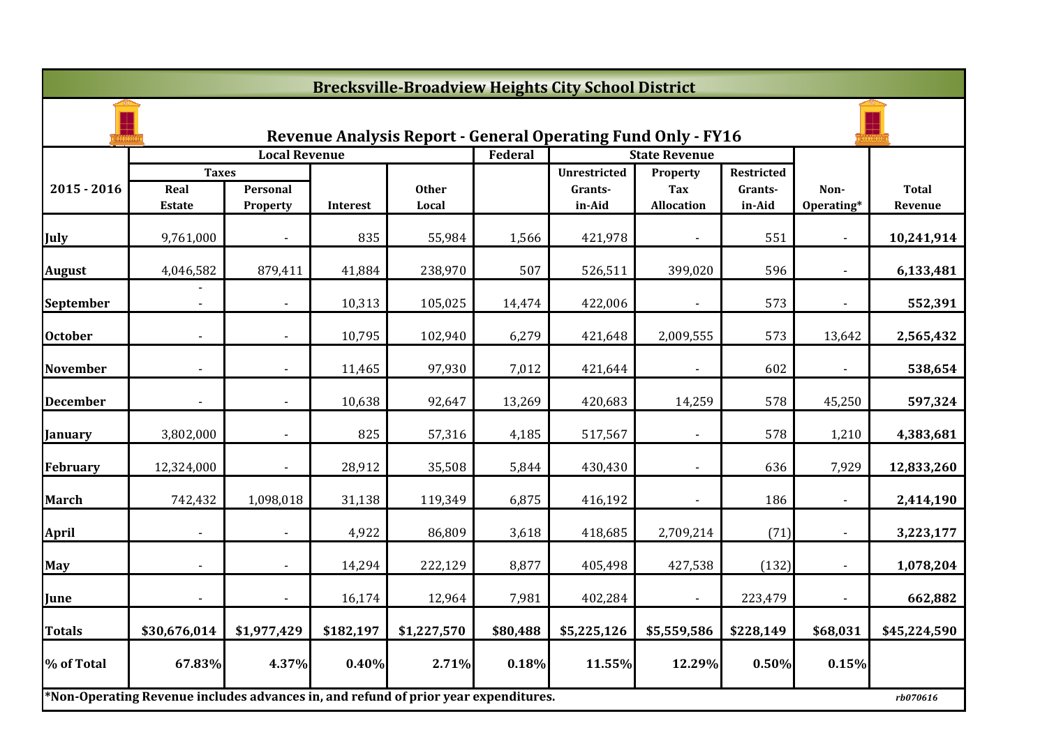## Brecksville-Broadview Heights City School District

### Revenue Analysis Report - General Operating Fund Only - FY16

| 2015 - 2016 | Local Revenue | | | | Federal | State Revenue | | | Non-Operating* | Total Revenue |
|---|---|---|---|---|---|---|---|---|---|---|
| | Taxes | | | | | | | | | |
| | Real Estate | Personal Property | Interest | Other Local | | Unrestricted Grants-in-Aid | Property Tax Allocation | Restricted Grants-in-Aid | | |
| July | 9,761,000 | - | 835 | 55,984 | 1,566 | 421,978 | - | 551 | - | **10,241,914** |
| August | 4,046,582 | 879,411 | 41,884 | 238,970 | 507 | 526,511 | 399,020 | 596 | - | **6,133,481** |
| September | - - | - | 10,313 | 105,025 | 14,474 | 422,006 | - | 573 | - | **552,391** |
| October | - | - | 10,795 | 102,940 | 6,279 | 421,648 | 2,009,555 | 573 | 13,642 | **2,565,432** |
| November | - | - | 11,465 | 97,930 | 7,012 | 421,644 | - | 602 | - | **538,654** |
| December | - | - | 10,638 | 92,647 | 13,269 | 420,683 | 14,259 | 578 | 45,250 | **597,324** |
| January | 3,802,000 | - | 825 | 57,316 | 4,185 | 517,567 | - | 578 | 1,210 | **4,383,681** |
| February | 12,324,000 | - | 28,912 | 35,508 | 5,844 | 430,430 | - | 636 | 7,929 | **12,833,260** |
| March | 742,432 | 1,098,018 | 31,138 | 119,349 | 6,875 | 416,192 | - | 186 | - | **2,414,190** |
| April | - | - | 4,922 | 86,809 | 3,618 | 418,685 | 2,709,214 | (71) | - | **3,223,177** |
| May | - | - | 14,294 | 222,129 | 8,877 | 405,498 | 427,538 | (132) | - | **1,078,204** |
| June | - | - | 16,174 | 12,964 | 7,981 | 402,284 | - | 223,479 | - | **662,882** |
| **Totals** | **$30,676,014** | **$1,977,429** | **$182,197** | **$1,227,570** | **$80,488** | **$5,225,126** | **$5,559,586** | **$228,149** | **$68,031** | **$45,224,590** |
| **% of Total** | **67.83%** | **4.37%** | **0.40%** | **2.71%** | **0.18%** | **11.55%** | **12.29%** | **0.50%** | **0.15%** | |

**\*Non-Operating Revenue includes advances in, and refund of prior year expenditures.**

*rb070616*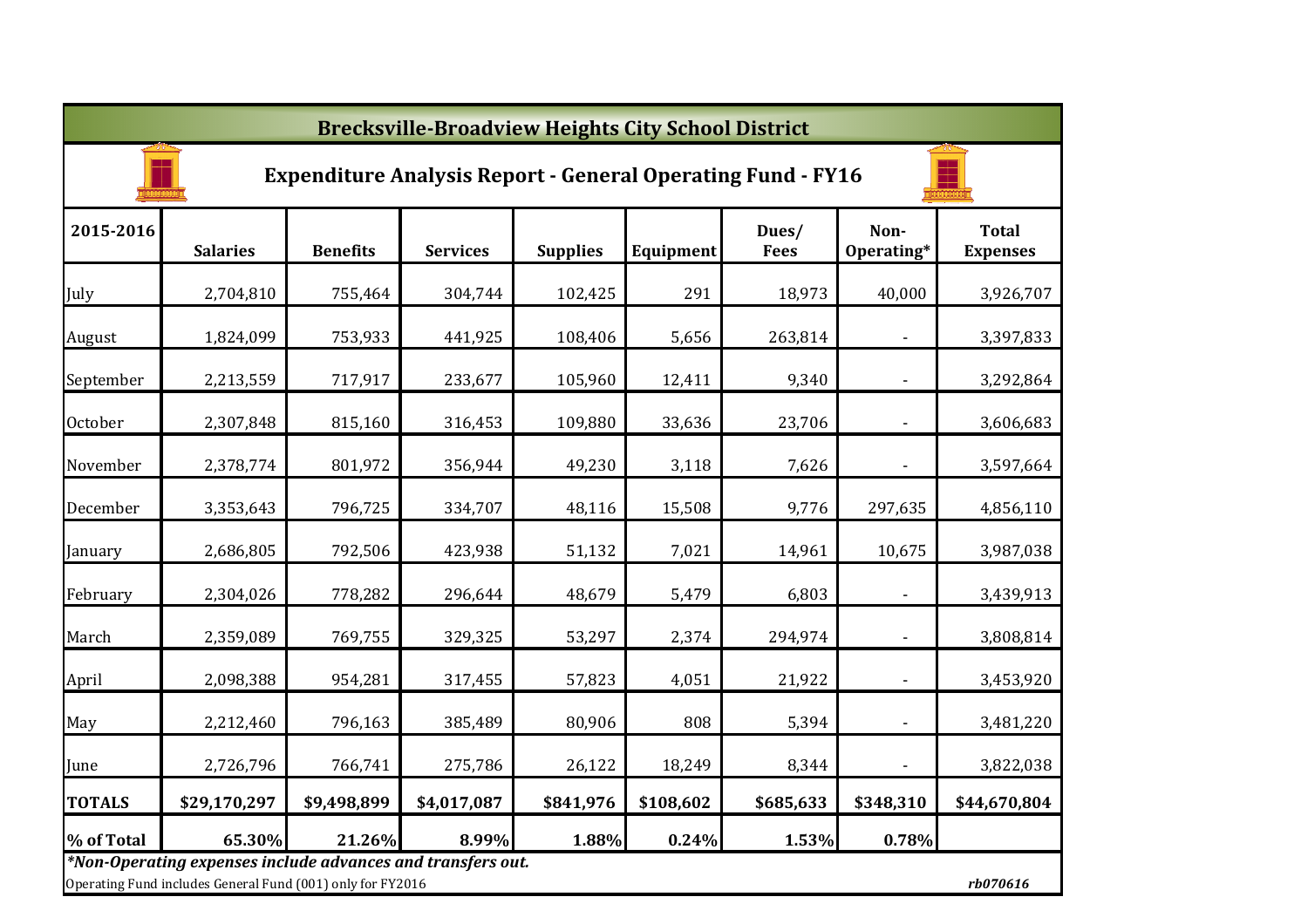# Brecksville-Broadview Heights City School District

## Expenditure Analysis Report - General Operating Fund - FY16

| 2015-2016 | Salaries | Benefits | Services | Supplies | Equipment | Dues/ Fees | Non-Operating* | Total Expenses |
|---|---|---|---|---|---|---|---|---|
| July | 2,704,810 | 755,464 | 304,744 | 102,425 | 291 | 18,973 | 40,000 | 3,926,707 |
| August | 1,824,099 | 753,933 | 441,925 | 108,406 | 5,656 | 263,814 | - | 3,397,833 |
| September | 2,213,559 | 717,917 | 233,677 | 105,960 | 12,411 | 9,340 | - | 3,292,864 |
| October | 2,307,848 | 815,160 | 316,453 | 109,880 | 33,636 | 23,706 | - | 3,606,683 |
| November | 2,378,774 | 801,972 | 356,944 | 49,230 | 3,118 | 7,626 | - | 3,597,664 |
| December | 3,353,643 | 796,725 | 334,707 | 48,116 | 15,508 | 9,776 | 297,635 | 4,856,110 |
| January | 2,686,805 | 792,506 | 423,938 | 51,132 | 7,021 | 14,961 | 10,675 | 3,987,038 |
| February | 2,304,026 | 778,282 | 296,644 | 48,679 | 5,479 | 6,803 | - | 3,439,913 |
| March | 2,359,089 | 769,755 | 329,325 | 53,297 | 2,374 | 294,974 | - | 3,808,814 |
| April | 2,098,388 | 954,281 | 317,455 | 57,823 | 4,051 | 21,922 | - | 3,453,920 |
| May | 2,212,460 | 796,163 | 385,489 | 80,906 | 808 | 5,394 | - | 3,481,220 |
| June | 2,726,796 | 766,741 | 275,786 | 26,122 | 18,249 | 8,344 | - | 3,822,038 |
| **TOTALS** | **$29,170,297** | **$9,498,899** | **$4,017,087** | **$841,976** | **$108,602** | **$685,633** | **$348,310** | **$44,670,804** |
| **% of Total** | **65.30%** | **21.26%** | **8.99%** | **1.88%** | **0.24%** | **1.53%** | **0.78%** | |

***Non-Operating expenses include advances and transfers out.***

Operating Fund includes General Fund (001) only for FY2016

***rb070616***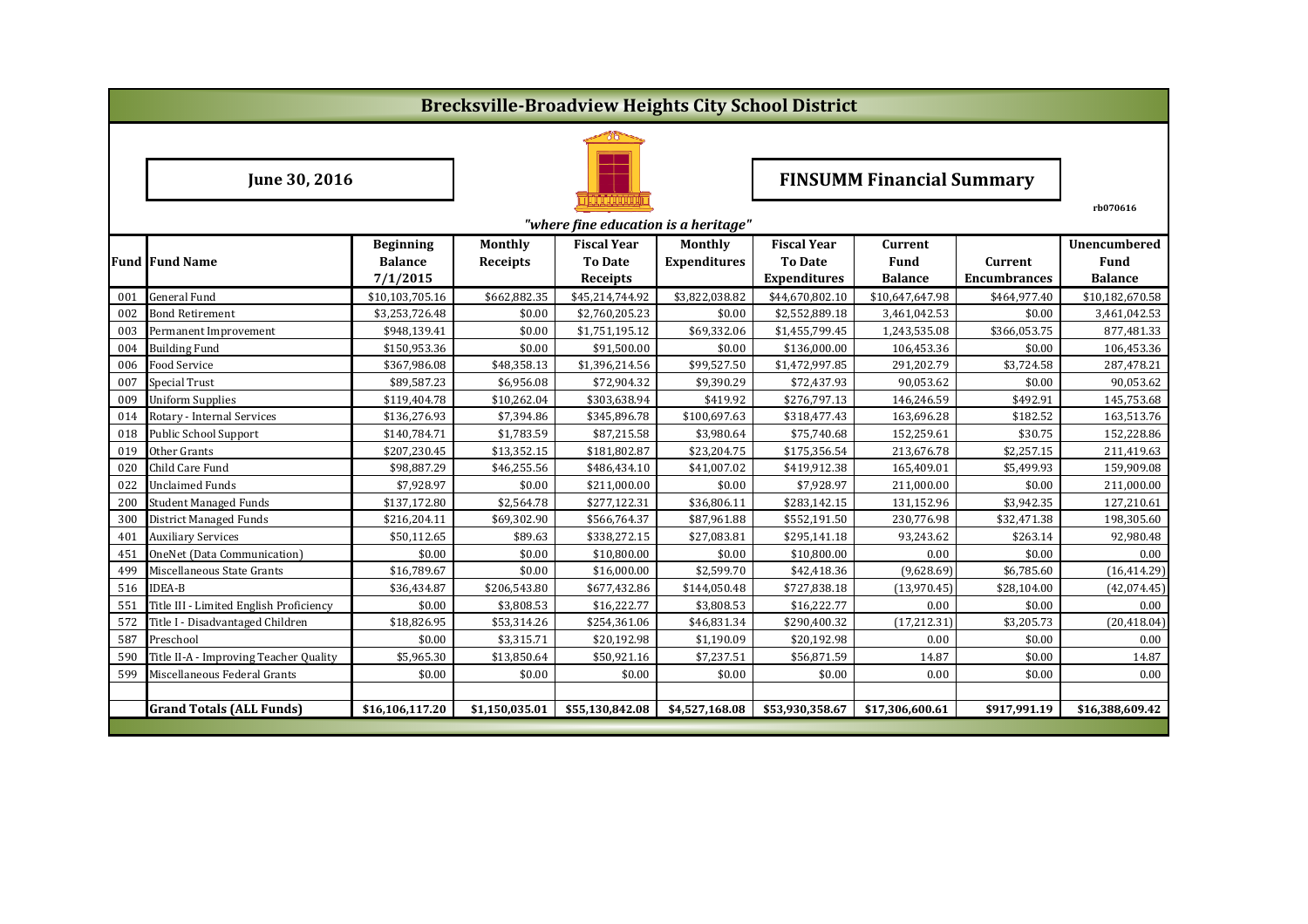# Brecksville-Broadview Heights City School District

**June 30, 2016**

## FINSUMM Financial Summary

rb070616

*"where fine education is a heritage"*

| Fund | Fund Name | Beginning Balance 7/1/2015 | Monthly Receipts | Fiscal Year To Date Receipts | Monthly Expenditures | Fiscal Year To Date Expenditures | Current Fund Balance | Current Encumbrances | Unencumbered Fund Balance |
|---|---|---|---|---|---|---|---|---|---|
| 001 | General Fund | $10,103,705.16 | $662,882.35 | $45,214,744.92 | $3,822,038.82 | $44,670,802.10 | $10,647,647.98 | $464,977.40 | $10,182,670.58 |
| 002 | Bond Retirement | $3,253,726.48 | $0.00 | $2,760,205.23 | $0.00 | $2,552,889.18 | 3,461,042.53 | $0.00 | 3,461,042.53 |
| 003 | Permanent Improvement | $948,139.41 | $0.00 | $1,751,195.12 | $69,332.06 | $1,455,799.45 | 1,243,535.08 | $366,053.75 | 877,481.33 |
| 004 | Building Fund | $150,953.36 | $0.00 | $91,500.00 | $0.00 | $136,000.00 | 106,453.36 | $0.00 | 106,453.36 |
| 006 | Food Service | $367,986.08 | $48,358.13 | $1,396,214.56 | $99,527.50 | $1,472,997.85 | 291,202.79 | $3,724.58 | 287,478.21 |
| 007 | Special Trust | $89,587.23 | $6,956.08 | $72,904.32 | $9,390.29 | $72,437.93 | 90,053.62 | $0.00 | 90,053.62 |
| 009 | Uniform Supplies | $119,404.78 | $10,262.04 | $303,638.94 | $419.92 | $276,797.13 | 146,246.59 | $492.91 | 145,753.68 |
| 014 | Rotary - Internal Services | $136,276.93 | $7,394.86 | $345,896.78 | $100,697.63 | $318,477.43 | 163,696.28 | $182.52 | 163,513.76 |
| 018 | Public School Support | $140,784.71 | $1,783.59 | $87,215.58 | $3,980.64 | $75,740.68 | 152,259.61 | $30.75 | 152,228.86 |
| 019 | Other Grants | $207,230.45 | $13,352.15 | $181,802.87 | $23,204.75 | $175,356.54 | 213,676.78 | $2,257.15 | 211,419.63 |
| 020 | Child Care Fund | $98,887.29 | $46,255.56 | $486,434.10 | $41,007.02 | $419,912.38 | 165,409.01 | $5,499.93 | 159,909.08 |
| 022 | Unclaimed Funds | $7,928.97 | $0.00 | $211,000.00 | $0.00 | $7,928.97 | 211,000.00 | $0.00 | 211,000.00 |
| 200 | Student Managed Funds | $137,172.80 | $2,564.78 | $277,122.31 | $36,806.11 | $283,142.15 | 131,152.96 | $3,942.35 | 127,210.61 |
| 300 | District Managed Funds | $216,204.11 | $69,302.90 | $566,764.37 | $87,961.88 | $552,191.50 | 230,776.98 | $32,471.38 | 198,305.60 |
| 401 | Auxiliary Services | $50,112.65 | $89.63 | $338,272.15 | $27,083.81 | $295,141.18 | 93,243.62 | $263.14 | 92,980.48 |
| 451 | OneNet (Data Communication) | $0.00 | $0.00 | $10,800.00 | $0.00 | $10,800.00 | 0.00 | $0.00 | 0.00 |
| 499 | Miscellaneous State Grants | $16,789.67 | $0.00 | $16,000.00 | $2,599.70 | $42,418.36 | (9,628.69) | $6,785.60 | (16,414.29) |
| 516 | IDEA-B | $36,434.87 | $206,543.80 | $677,432.86 | $144,050.48 | $727,838.18 | (13,970.45) | $28,104.00 | (42,074.45) |
| 551 | Title III - Limited English Proficiency | $0.00 | $3,808.53 | $16,222.77 | $3,808.53 | $16,222.77 | 0.00 | $0.00 | 0.00 |
| 572 | Title I - Disadvantaged Children | $18,826.95 | $53,314.26 | $254,361.06 | $46,831.34 | $290,400.32 | (17,212.31) | $3,205.73 | (20,418.04) |
| 587 | Preschool | $0.00 | $3,315.71 | $20,192.98 | $1,190.09 | $20,192.98 | 0.00 | $0.00 | 0.00 |
| 590 | Title II-A - Improving Teacher Quality | $5,965.30 | $13,850.64 | $50,921.16 | $7,237.51 | $56,871.59 | 14.87 | $0.00 | 14.87 |
| 599 | Miscellaneous Federal Grants | $0.00 | $0.00 | $0.00 | $0.00 | $0.00 | 0.00 | $0.00 | 0.00 |
| | | | | | | | | | |
| | **Grand Totals (ALL Funds)** | **$16,106,117.20** | **$1,150,035.01** | **$55,130,842.08** | **$4,527,168.08** | **$53,930,358.67** | **$17,306,600.61** | **$917,991.19** | **$16,388,609.42** |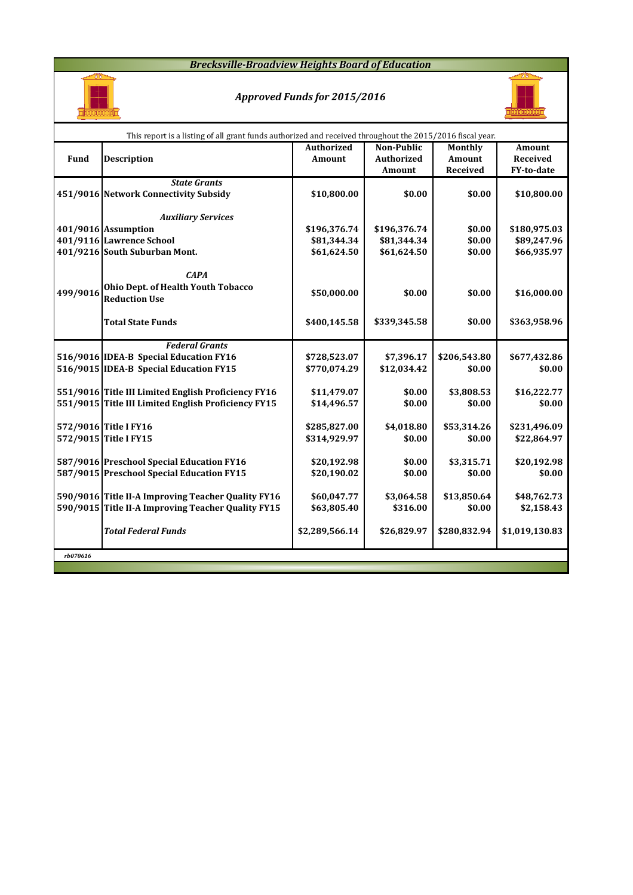# *Brecksville-Broadview Heights Board of Education*

## *Approved Funds for 2015/2016*

This report is a listing of all grant funds authorized and received throughout the 2015/2016 fiscal year.

| Fund | Description | Authorized Amount | Non-Public Authorized Amount | Monthly Amount Received | Amount Received FY-to-date |
|---|---|---|---|---|---|
| | ***State Grants*** | | | | |
| 451/9016 | **Network Connectivity Subsidy** | **$10,800.00** | **$0.00** | **$0.00** | **$10,800.00** |
| | ***Auxiliary Services*** | | | | |
| 401/9016 | **Assumption** | **$196,376.74** | **$196,376.74** | **$0.00** | **$180,975.03** |
| 401/9116 | **Lawrence School** | **$81,344.34** | **$81,344.34** | **$0.00** | **$89,247.96** |
| 401/9216 | **South Suburban Mont.** | **$61,624.50** | **$61,624.50** | **$0.00** | **$66,935.97** |
| | ***CAPA*** | | | | |
| 499/9016 | **Ohio Dept. of Health Youth Tobacco Reduction Use** | **$50,000.00** | **$0.00** | **$0.00** | **$16,000.00** |
| | **Total State Funds** | **$400,145.58** | **$339,345.58** | **$0.00** | **$363,958.96** |
| | ***Federal Grants*** | | | | |
| 516/9016 | **IDEA-B Special Education FY16** | **$728,523.07** | **$7,396.17** | **$206,543.80** | **$677,432.86** |
| 516/9015 | **IDEA-B Special Education FY15** | **$770,074.29** | **$12,034.42** | **$0.00** | **$0.00** |
| 551/9016 | **Title III Limited English Proficiency FY16** | **$11,479.07** | **$0.00** | **$3,808.53** | **$16,222.77** |
| 551/9015 | **Title III Limited English Proficiency FY15** | **$14,496.57** | **$0.00** | **$0.00** | **$0.00** |
| 572/9016 | **Title I FY16** | **$285,827.00** | **$4,018.80** | **$53,314.26** | **$231,496.09** |
| 572/9015 | **Title I FY15** | **$314,929.97** | **$0.00** | **$0.00** | **$22,864.97** |
| 587/9016 | **Preschool Special Education FY16** | **$20,192.98** | **$0.00** | **$3,315.71** | **$20,192.98** |
| 587/9015 | **Preschool Special Education FY15** | **$20,190.02** | **$0.00** | **$0.00** | **$0.00** |
| 590/9016 | **Title II-A Improving Teacher Quality FY16** | **$60,047.77** | **$3,064.58** | **$13,850.64** | **$48,762.73** |
| 590/9015 | **Title II-A Improving Teacher Quality FY15** | **$63,805.40** | **$316.00** | **$0.00** | **$2,158.43** |
| | ***Total Federal Funds*** | **$2,289,566.14** | **$26,829.97** | **$280,832.94** | **$1,019,130.83** |

*rb070616*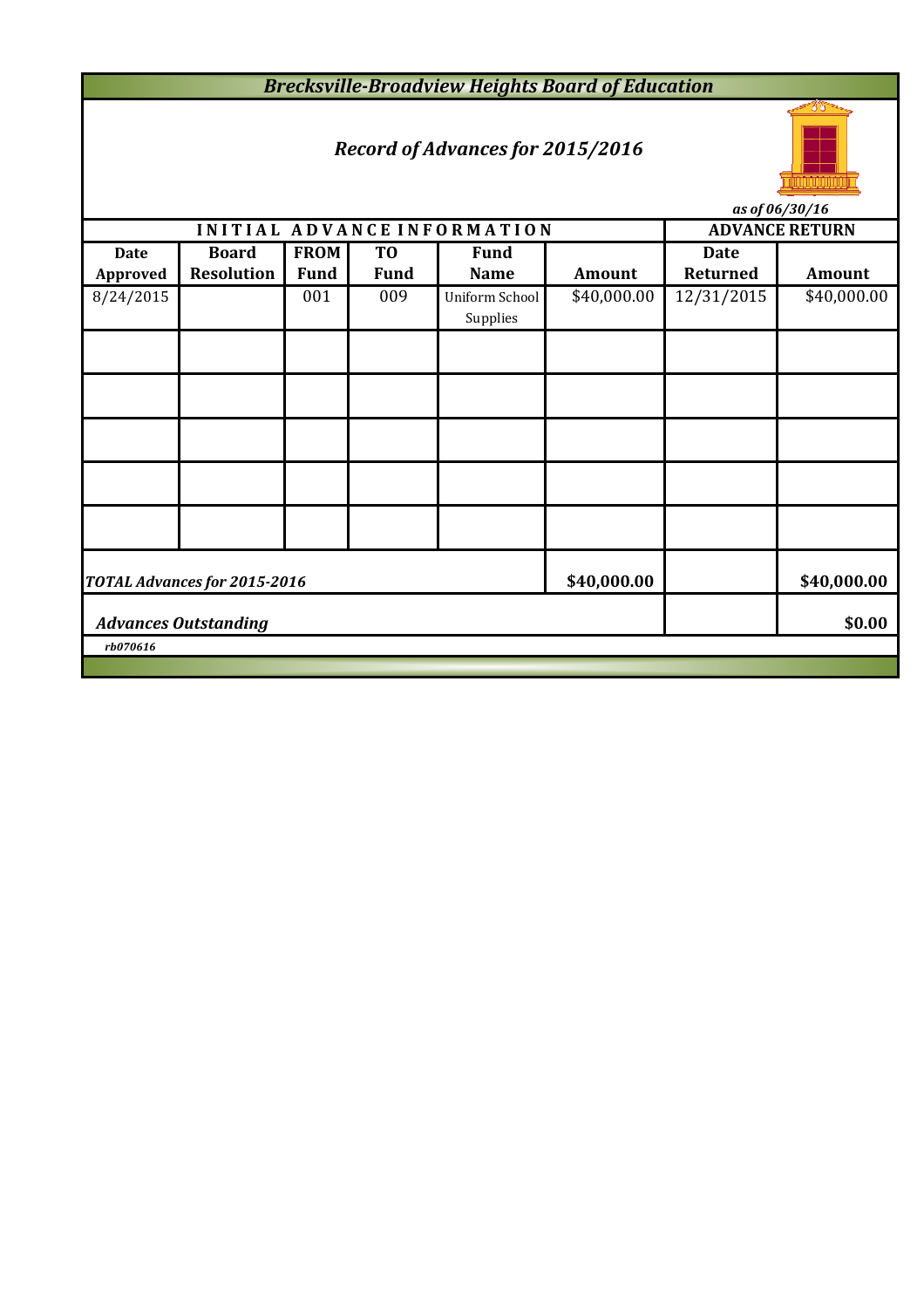# *Brecksville-Broadview Heights Board of Education*

## *Record of Advances for 2015/2016*

*as of 06/30/16*

| INITIAL ADVANCE INFORMATION | | | | | | ADVANCE RETURN | |
|---|---|---|---|---|---|---|---|
| **Date Approved** | **Board Resolution** | **FROM Fund** | **TO Fund** | **Fund Name** | **Amount** | **Date Returned** | **Amount** |
| 8/24/2015 | | 001 | 009 | Uniform School Supplies | $40,000.00 | 12/31/2015 | $40,000.00 |
| | | | | | | | |
| | | | | | | | |
| | | | | | | | |
| | | | | | | | |
| | | | | | | | |
| ***TOTAL Advances for 2015-2016*** | | | | | **$40,000.00** | | **$40,000.00** |
| ***Advances Outstanding*** | | | | | | | **$0.00** |

*rb070616*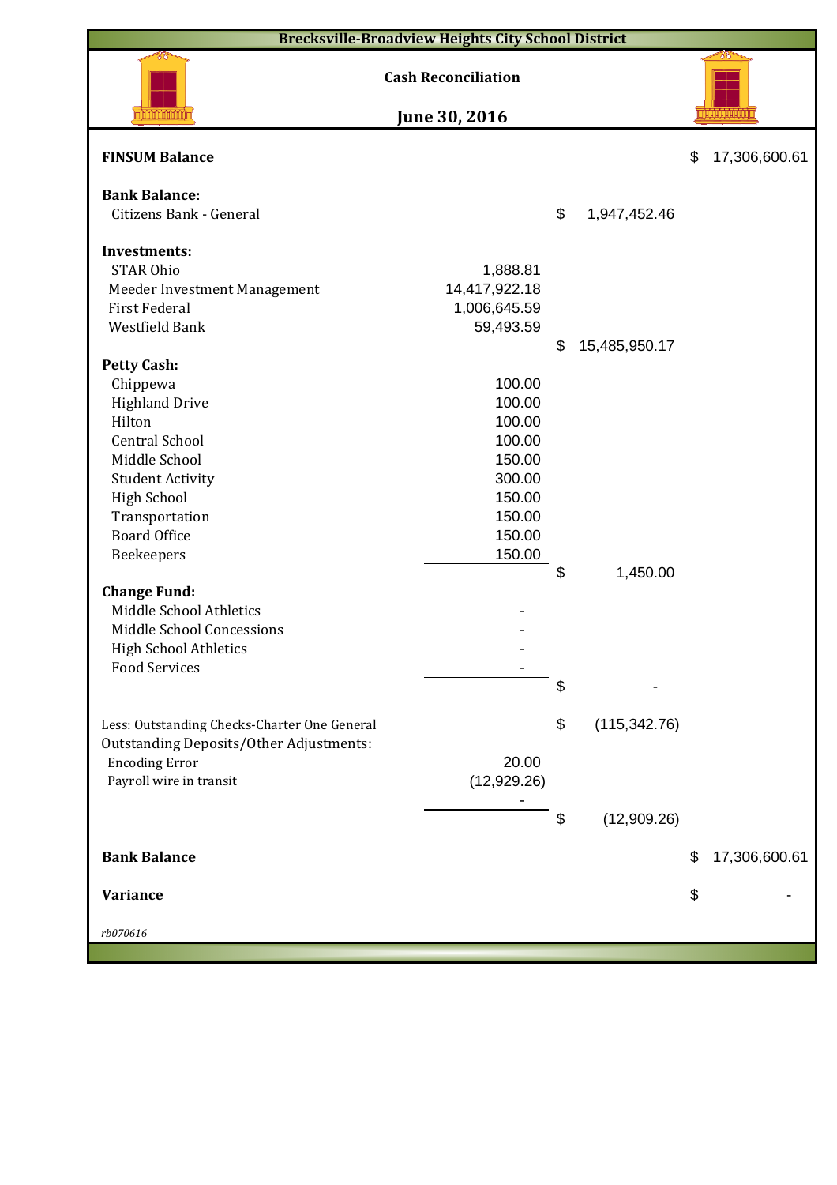# Brecksville-Broadview Heights City School District

## Cash Reconciliation

## June 30, 2016

| | | | |
|---|---|---|---|
| **FINSUM Balance** | | | $ 17,306,600.61 |
| | | | |
| **Bank Balance:** | | | |
| Citizens Bank - General | | $ 1,947,452.46 | |
| | | | |
| **Investments:** | | | |
| STAR Ohio | 1,888.81 | | |
| Meeder Investment Management | 14,417,922.18 | | |
| First Federal | 1,006,645.59 | | |
| Westfield Bank | 59,493.59 | | |
| | | $ 15,485,950.17 | |
| **Petty Cash:** | | | |
| Chippewa | 100.00 | | |
| Highland Drive | 100.00 | | |
| Hilton | 100.00 | | |
| Central School | 100.00 | | |
| Middle School | 150.00 | | |
| Student Activity | 300.00 | | |
| High School | 150.00 | | |
| Transportation | 150.00 | | |
| Board Office | 150.00 | | |
| Beekeepers | 150.00 | | |
| | | $ 1,450.00 | |
| **Change Fund:** | | | |
| Middle School Athletics | - | | |
| Middle School Concessions | - | | |
| High School Athletics | - | | |
| Food Services | - | | |
| | | $ - | |
| | | | |
| Less: Outstanding Checks-Charter One General | | $ (115,342.76) | |
| Outstanding Deposits/Other Adjustments: | | | |
| Encoding Error | 20.00 | | |
| Payroll wire in transit | (12,929.26) | | |
| | - | | |
| | | $ (12,909.26) | |
| | | | |
| **Bank Balance** | | | $ 17,306,600.61 |
| | | | |
| **Variance** | | | $ - |

*rb070616*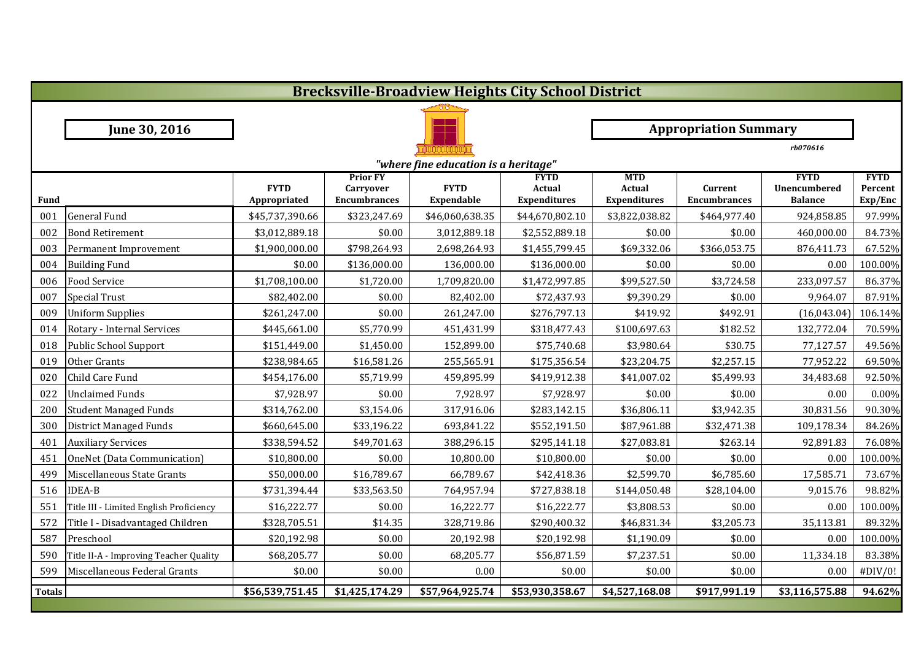# Brecksville-Broadview Heights City School District

**June 30, 2016**

**Appropriation Summary**

*rb070616*

*"where fine education is a heritage"*

| Fund | | FYTD Appropriated | Prior FY Carryover Encumbrances | FYTD Expendable | FYTD Actual Expenditures | MTD Actual Expenditures | Current Encumbrances | FYTD Unencumbered Balance | FYTD Percent Exp/Enc |
|---|---|---|---|---|---|---|---|---|---|
| 001 | General Fund | $45,737,390.66 | $323,247.69 | $46,060,638.35 | $44,670,802.10 | $3,822,038.82 | $464,977.40 | 924,858.85 | 97.99% |
| 002 | Bond Retirement | $3,012,889.18 | $0.00 | 3,012,889.18 | $2,552,889.18 | $0.00 | $0.00 | 460,000.00 | 84.73% |
| 003 | Permanent Improvement | $1,900,000.00 | $798,264.93 | 2,698,264.93 | $1,455,799.45 | $69,332.06 | $366,053.75 | 876,411.73 | 67.52% |
| 004 | Building Fund | $0.00 | $136,000.00 | 136,000.00 | $136,000.00 | $0.00 | $0.00 | 0.00 | 100.00% |
| 006 | Food Service | $1,708,100.00 | $1,720.00 | 1,709,820.00 | $1,472,997.85 | $99,527.50 | $3,724.58 | 233,097.57 | 86.37% |
| 007 | Special Trust | $82,402.00 | $0.00 | 82,402.00 | $72,437.93 | $9,390.29 | $0.00 | 9,964.07 | 87.91% |
| 009 | Uniform Supplies | $261,247.00 | $0.00 | 261,247.00 | $276,797.13 | $419.92 | $492.91 | (16,043.04) | 106.14% |
| 014 | Rotary - Internal Services | $445,661.00 | $5,770.99 | 451,431.99 | $318,477.43 | $100,697.63 | $182.52 | 132,772.04 | 70.59% |
| 018 | Public School Support | $151,449.00 | $1,450.00 | 152,899.00 | $75,740.68 | $3,980.64 | $30.75 | 77,127.57 | 49.56% |
| 019 | Other Grants | $238,984.65 | $16,581.26 | 255,565.91 | $175,356.54 | $23,204.75 | $2,257.15 | 77,952.22 | 69.50% |
| 020 | Child Care Fund | $454,176.00 | $5,719.99 | 459,895.99 | $419,912.38 | $41,007.02 | $5,499.93 | 34,483.68 | 92.50% |
| 022 | Unclaimed Funds | $7,928.97 | $0.00 | 7,928.97 | $7,928.97 | $0.00 | $0.00 | 0.00 | 0.00% |
| 200 | Student Managed Funds | $314,762.00 | $3,154.06 | 317,916.06 | $283,142.15 | $36,806.11 | $3,942.35 | 30,831.56 | 90.30% |
| 300 | District Managed Funds | $660,645.00 | $33,196.22 | 693,841.22 | $552,191.50 | $87,961.88 | $32,471.38 | 109,178.34 | 84.26% |
| 401 | Auxiliary Services | $338,594.52 | $49,701.63 | 388,296.15 | $295,141.18 | $27,083.81 | $263.14 | 92,891.83 | 76.08% |
| 451 | OneNet (Data Communication) | $10,800.00 | $0.00 | 10,800.00 | $10,800.00 | $0.00 | $0.00 | 0.00 | 100.00% |
| 499 | Miscellaneous State Grants | $50,000.00 | $16,789.67 | 66,789.67 | $42,418.36 | $2,599.70 | $6,785.60 | 17,585.71 | 73.67% |
| 516 | IDEA-B | $731,394.44 | $33,563.50 | 764,957.94 | $727,838.18 | $144,050.48 | $28,104.00 | 9,015.76 | 98.82% |
| 551 | Title III - Limited English Proficiency | $16,222.77 | $0.00 | 16,222.77 | $16,222.77 | $3,808.53 | $0.00 | 0.00 | 100.00% |
| 572 | Title I - Disadvantaged Children | $328,705.51 | $14.35 | 328,719.86 | $290,400.32 | $46,831.34 | $3,205.73 | 35,113.81 | 89.32% |
| 587 | Preschool | $20,192.98 | $0.00 | 20,192.98 | $20,192.98 | $1,190.09 | $0.00 | 0.00 | 100.00% |
| 590 | Title II-A - Improving Teacher Quality | $68,205.77 | $0.00 | 68,205.77 | $56,871.59 | $7,237.51 | $0.00 | 11,334.18 | 83.38% |
| 599 | Miscellaneous Federal Grants | $0.00 | $0.00 | 0.00 | $0.00 | $0.00 | $0.00 | 0.00 | #DIV/0! |
| **Totals** | | **$56,539,751.45** | **$1,425,174.29** | **$57,964,925.74** | **$53,930,358.67** | **$4,527,168.08** | **$917,991.19** | **$3,116,575.88** | **94.62%** |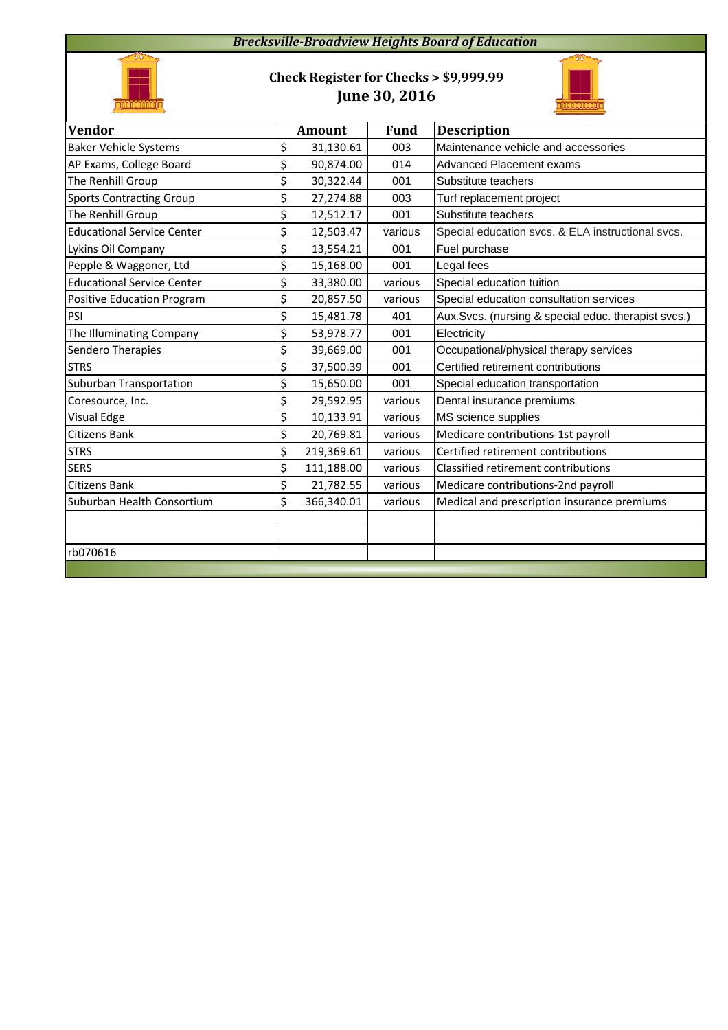*Brecksville-Broadview Heights Board of Education*

**Check Register for Checks > $9,999.99**
**June 30, 2016**

| Vendor | Amount | Fund | Description |
|---|---|---|---|
| Baker Vehicle Systems | $ 31,130.61 | 003 | Maintenance vehicle and accessories |
| AP Exams, College Board | $ 90,874.00 | 014 | Advanced Placement exams |
| The Renhill Group | $ 30,322.44 | 001 | Substitute teachers |
| Sports Contracting Group | $ 27,274.88 | 003 | Turf replacement project |
| The Renhill Group | $ 12,512.17 | 001 | Substitute teachers |
| Educational Service Center | $ 12,503.47 | various | Special education svcs. & ELA instructional svcs. |
| Lykins Oil Company | $ 13,554.21 | 001 | Fuel purchase |
| Pepple & Waggoner, Ltd | $ 15,168.00 | 001 | Legal fees |
| Educational Service Center | $ 33,380.00 | various | Special education tuition |
| Positive Education Program | $ 20,857.50 | various | Special education consultation services |
| PSI | $ 15,481.78 | 401 | Aux.Svcs. (nursing & special educ. therapist svcs.) |
| The Illuminating Company | $ 53,978.77 | 001 | Electricity |
| Sendero Therapies | $ 39,669.00 | 001 | Occupational/physical therapy services |
| STRS | $ 37,500.39 | 001 | Certified retirement contributions |
| Suburban Transportation | $ 15,650.00 | 001 | Special education transportation |
| Coresource, Inc. | $ 29,592.95 | various | Dental insurance premiums |
| Visual Edge | $ 10,133.91 | various | MS science supplies |
| Citizens Bank | $ 20,769.81 | various | Medicare contributions-1st payroll |
| STRS | $ 219,369.61 | various | Certified retirement contributions |
| SERS | $ 111,188.00 | various | Classified retirement contributions |
| Citizens Bank | $ 21,782.55 | various | Medicare contributions-2nd payroll |
| Suburban Health Consortium | $ 366,340.01 | various | Medical and prescription insurance premiums |
| | | | |
| | | | |
| rb070616 | | | |